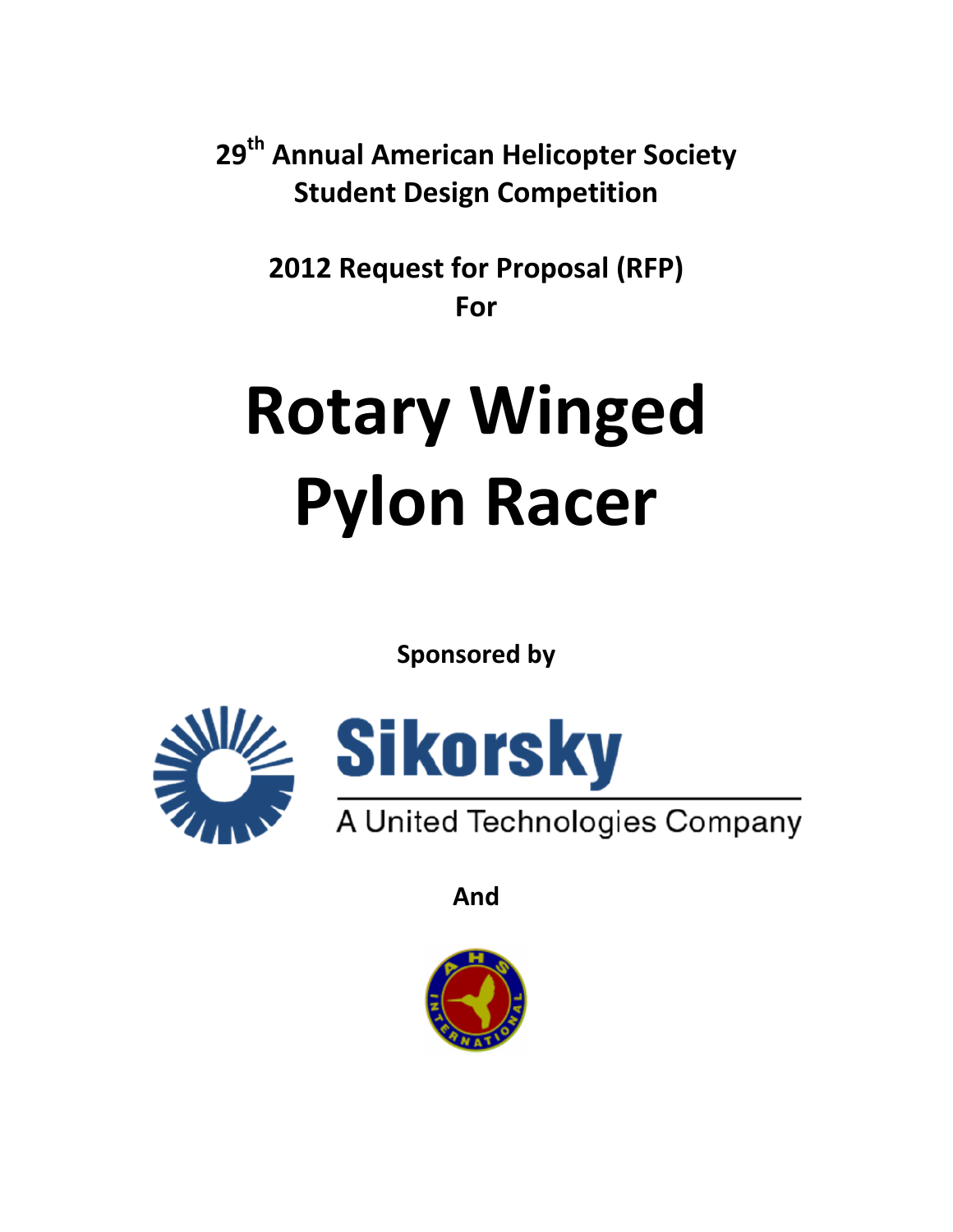**29th Annual American Helicopter Society Student Design Competition**

**2012 Request for Proposal (RFP) For**

# Rotary Winged Pylon Racer

**Sponsored by**

Sikorsky

A United Technologies Company

**And**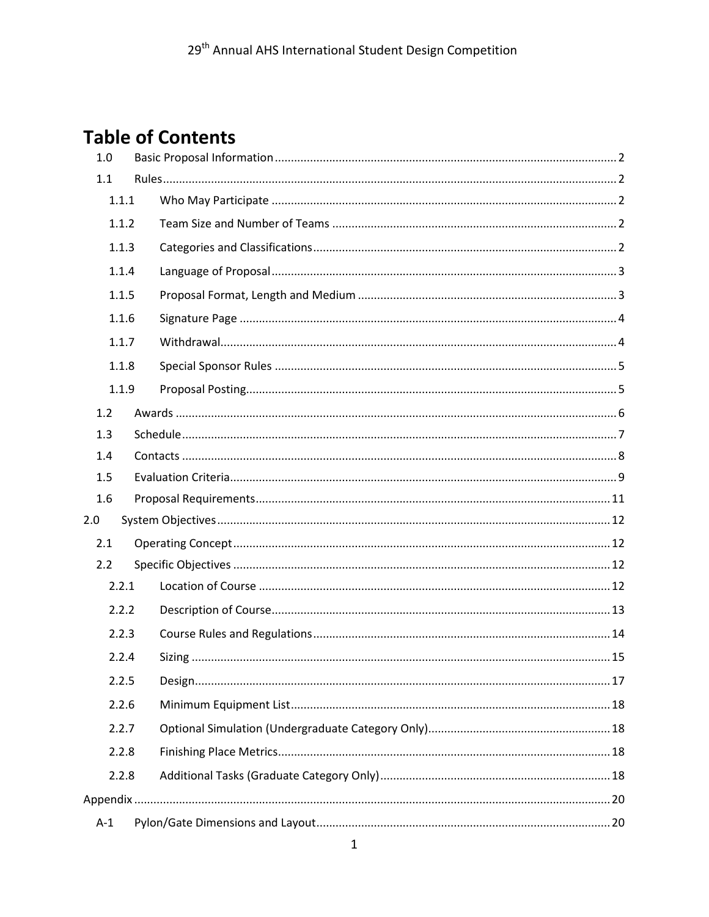# Table of Contents

- 1.0 Basic Proposal Information ..... 2
- 1.1 Rules ..... 2
  - 1.1.1 Who May Participate ..... 2
  - 1.1.2 Team Size and Number of Teams ..... 2
  - 1.1.3 Categories and Classifications ..... 2
  - 1.1.4 Language of Proposal ..... 3
  - 1.1.5 Proposal Format, Length and Medium ..... 3
  - 1.1.6 Signature Page ..... 4
  - 1.1.7 Withdrawal ..... 4
  - 1.1.8 Special Sponsor Rules ..... 5
  - 1.1.9 Proposal Posting ..... 5
- 1.2 Awards ..... 6
- 1.3 Schedule ..... 7
- 1.4 Contacts ..... 8
- 1.5 Evaluation Criteria ..... 9
- 1.6 Proposal Requirements ..... 11

2.0 System Objectives ..... 12

- 2.1 Operating Concept ..... 12
- 2.2 Specific Objectives ..... 12
  - 2.2.1 Location of Course ..... 12
  - 2.2.2 Description of Course ..... 13
  - 2.2.3 Course Rules and Regulations ..... 14
  - 2.2.4 Sizing ..... 15
  - 2.2.5 Design ..... 17
  - 2.2.6 Minimum Equipment List ..... 18
  - 2.2.7 Optional Simulation (Undergraduate Category Only) ..... 18
  - 2.2.8 Finishing Place Metrics ..... 18
  - 2.2.8 Additional Tasks (Graduate Category Only) ..... 18

Appendix ..... 20

- A-1 Pylon/Gate Dimensions and Layout ..... 20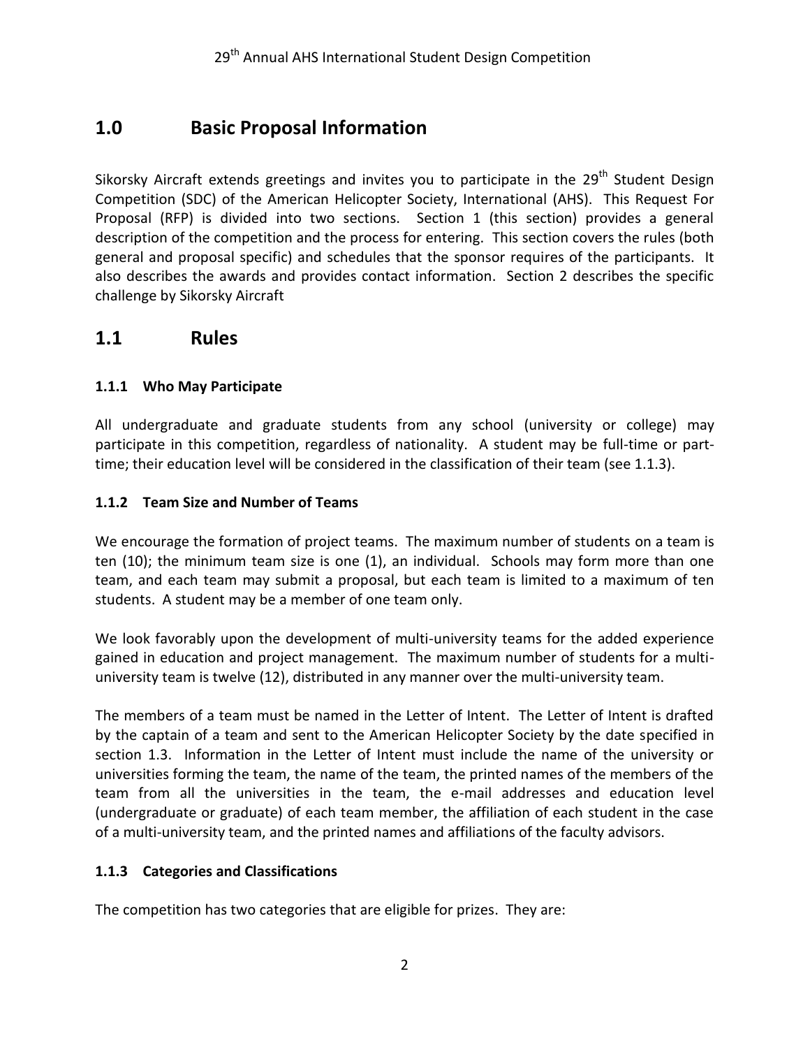## 1.0 Basic Proposal Information

Sikorsky Aircraft extends greetings and invites you to participate in the 29th Student Design Competition (SDC) of the American Helicopter Society, International (AHS). This Request For Proposal (RFP) is divided into two sections. Section 1 (this section) provides a general description of the competition and the process for entering. This section covers the rules (both general and proposal specific) and schedules that the sponsor requires of the participants. It also describes the awards and provides contact information. Section 2 describes the specific challenge by Sikorsky Aircraft

## 1.1 Rules

### 1.1.1 Who May Participate

All undergraduate and graduate students from any school (university or college) may participate in this competition, regardless of nationality. A student may be full-time or part-time; their education level will be considered in the classification of their team (see 1.1.3).

### 1.1.2 Team Size and Number of Teams

We encourage the formation of project teams. The maximum number of students on a team is ten (10); the minimum team size is one (1), an individual. Schools may form more than one team, and each team may submit a proposal, but each team is limited to a maximum of ten students. A student may be a member of one team only.

We look favorably upon the development of multi-university teams for the added experience gained in education and project management. The maximum number of students for a multi-university team is twelve (12), distributed in any manner over the multi-university team.

The members of a team must be named in the Letter of Intent. The Letter of Intent is drafted by the captain of a team and sent to the American Helicopter Society by the date specified in section 1.3. Information in the Letter of Intent must include the name of the university or universities forming the team, the name of the team, the printed names of the members of the team from all the universities in the team, the e-mail addresses and education level (undergraduate or graduate) of each team member, the affiliation of each student in the case of a multi-university team, and the printed names and affiliations of the faculty advisors.

### 1.1.3 Categories and Classifications

The competition has two categories that are eligible for prizes. They are: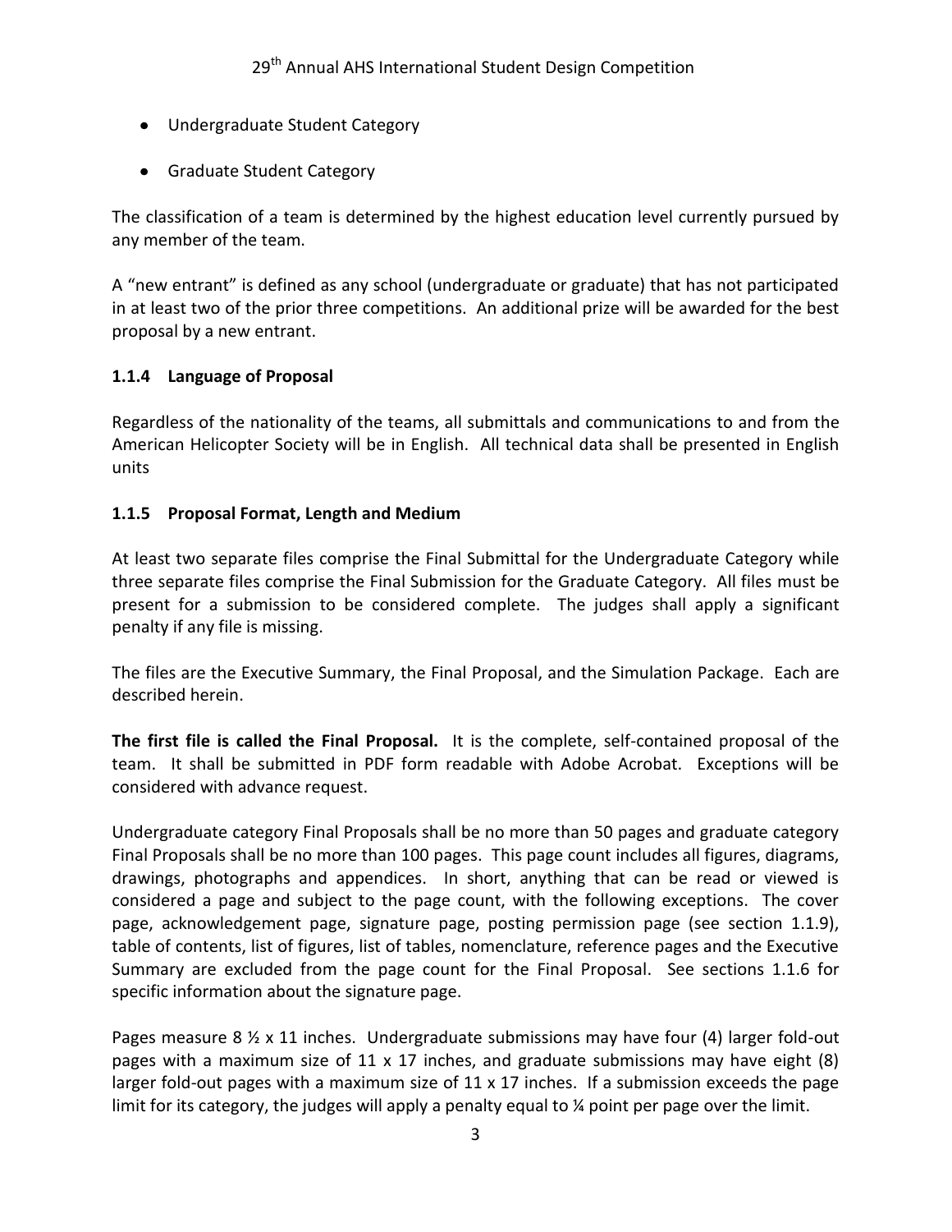- Undergraduate Student Category
- Graduate Student Category

The classification of a team is determined by the highest education level currently pursued by any member of the team.

A "new entrant" is defined as any school (undergraduate or graduate) that has not participated in at least two of the prior three competitions. An additional prize will be awarded for the best proposal by a new entrant.

### 1.1.4 Language of Proposal

Regardless of the nationality of the teams, all submittals and communications to and from the American Helicopter Society will be in English. All technical data shall be presented in English units

### 1.1.5 Proposal Format, Length and Medium

At least two separate files comprise the Final Submittal for the Undergraduate Category while three separate files comprise the Final Submission for the Graduate Category. All files must be present for a submission to be considered complete. The judges shall apply a significant penalty if any file is missing.

The files are the Executive Summary, the Final Proposal, and the Simulation Package. Each are described herein.

**The first file is called the Final Proposal.** It is the complete, self-contained proposal of the team. It shall be submitted in PDF form readable with Adobe Acrobat. Exceptions will be considered with advance request.

Undergraduate category Final Proposals shall be no more than 50 pages and graduate category Final Proposals shall be no more than 100 pages. This page count includes all figures, diagrams, drawings, photographs and appendices. In short, anything that can be read or viewed is considered a page and subject to the page count, with the following exceptions. The cover page, acknowledgement page, signature page, posting permission page (see section 1.1.9), table of contents, list of figures, list of tables, nomenclature, reference pages and the Executive Summary are excluded from the page count for the Final Proposal. See sections 1.1.6 for specific information about the signature page.

Pages measure 8 ½ x 11 inches. Undergraduate submissions may have four (4) larger fold-out pages with a maximum size of 11 x 17 inches, and graduate submissions may have eight (8) larger fold-out pages with a maximum size of 11 x 17 inches. If a submission exceeds the page limit for its category, the judges will apply a penalty equal to ¼ point per page over the limit.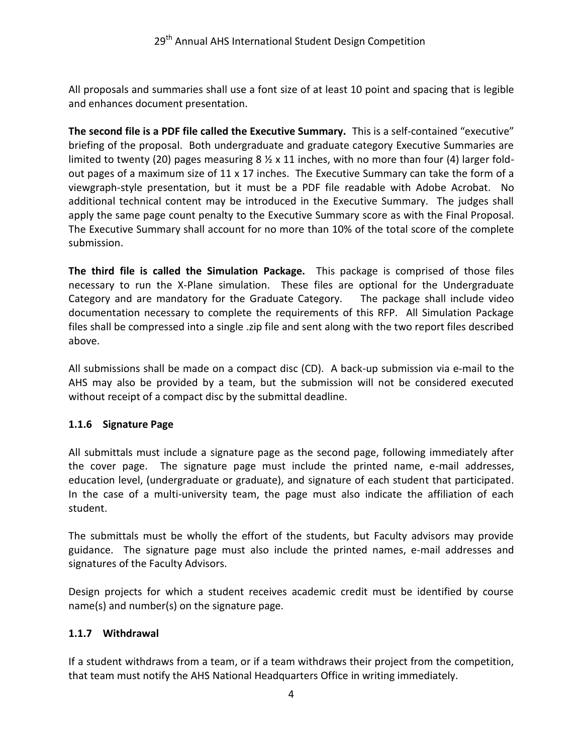All proposals and summaries shall use a font size of at least 10 point and spacing that is legible and enhances document presentation.

**The second file is a PDF file called the Executive Summary.** This is a self-contained "executive" briefing of the proposal. Both undergraduate and graduate category Executive Summaries are limited to twenty (20) pages measuring 8 ½ x 11 inches, with no more than four (4) larger fold-out pages of a maximum size of 11 x 17 inches. The Executive Summary can take the form of a viewgraph-style presentation, but it must be a PDF file readable with Adobe Acrobat. No additional technical content may be introduced in the Executive Summary. The judges shall apply the same page count penalty to the Executive Summary score as with the Final Proposal. The Executive Summary shall account for no more than 10% of the total score of the complete submission.

**The third file is called the Simulation Package.** This package is comprised of those files necessary to run the X-Plane simulation. These files are optional for the Undergraduate Category and are mandatory for the Graduate Category. The package shall include video documentation necessary to complete the requirements of this RFP. All Simulation Package files shall be compressed into a single .zip file and sent along with the two report files described above.

All submissions shall be made on a compact disc (CD). A back-up submission via e-mail to the AHS may also be provided by a team, but the submission will not be considered executed without receipt of a compact disc by the submittal deadline.

### 1.1.6 Signature Page

All submittals must include a signature page as the second page, following immediately after the cover page. The signature page must include the printed name, e-mail addresses, education level, (undergraduate or graduate), and signature of each student that participated. In the case of a multi-university team, the page must also indicate the affiliation of each student.

The submittals must be wholly the effort of the students, but Faculty advisors may provide guidance. The signature page must also include the printed names, e-mail addresses and signatures of the Faculty Advisors.

Design projects for which a student receives academic credit must be identified by course name(s) and number(s) on the signature page.

### 1.1.7 Withdrawal

If a student withdraws from a team, or if a team withdraws their project from the competition, that team must notify the AHS National Headquarters Office in writing immediately.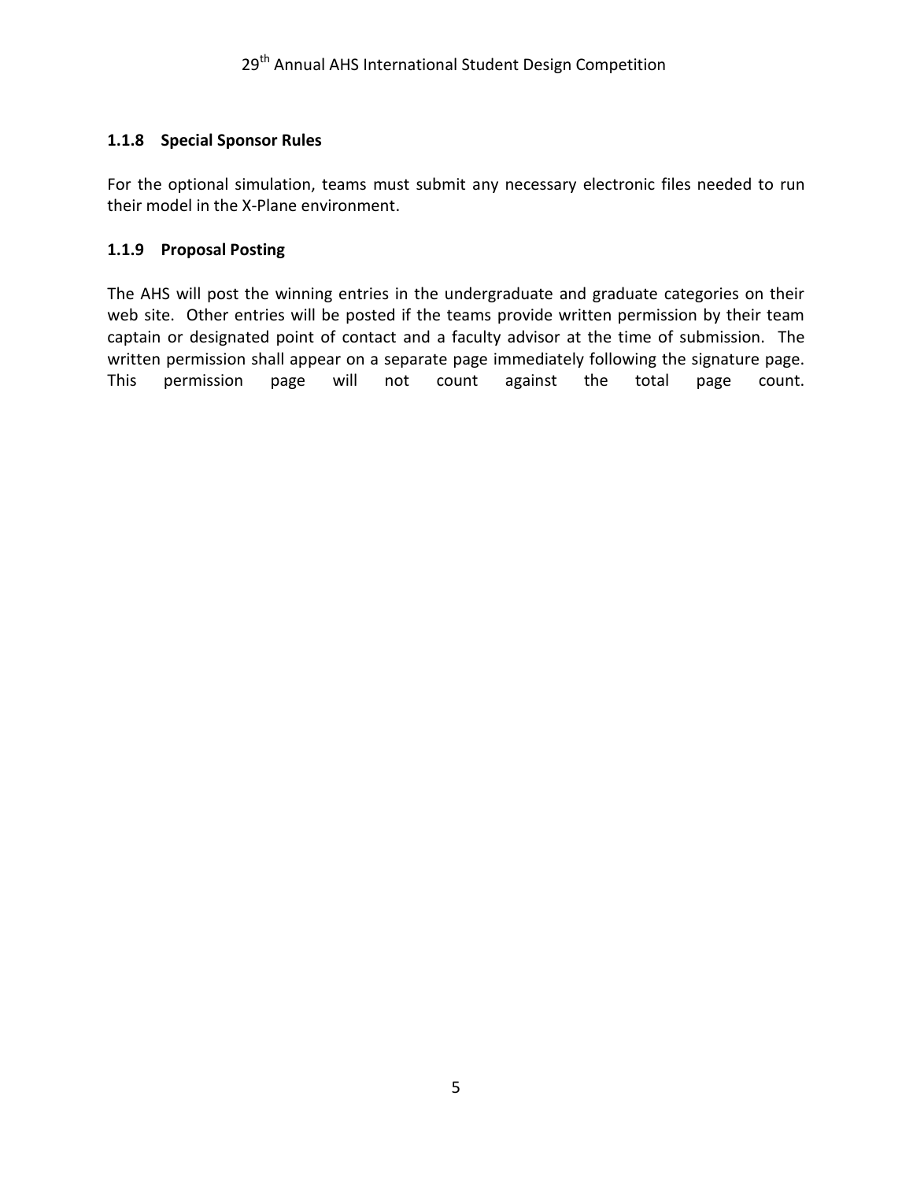### 1.1.8 Special Sponsor Rules

For the optional simulation, teams must submit any necessary electronic files needed to run their model in the X-Plane environment.

### 1.1.9 Proposal Posting

The AHS will post the winning entries in the undergraduate and graduate categories on their web site. Other entries will be posted if the teams provide written permission by their team captain or designated point of contact and a faculty advisor at the time of submission. The written permission shall appear on a separate page immediately following the signature page. This permission page will not count against the total page count.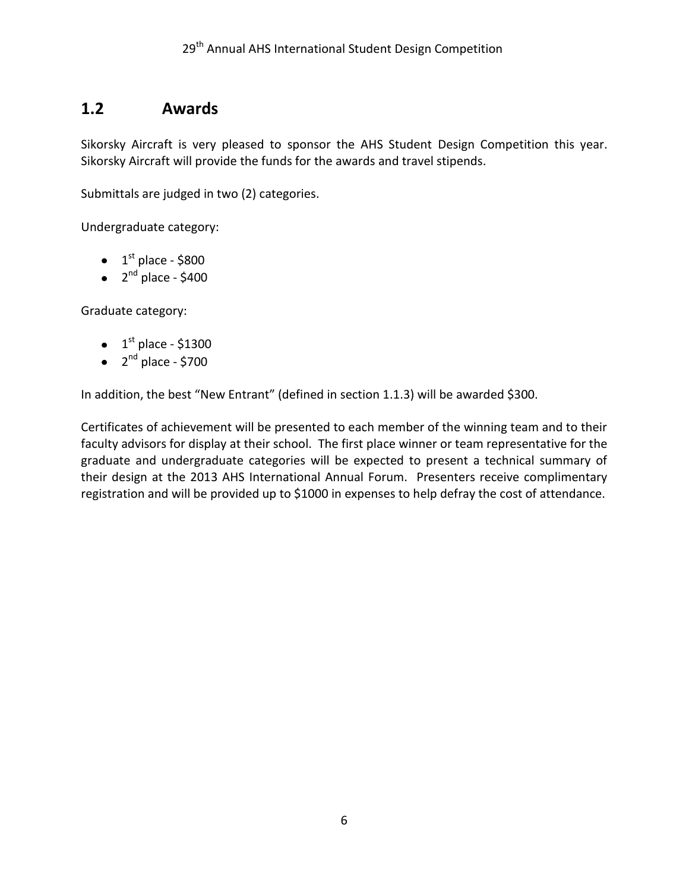## 1.2 Awards

Sikorsky Aircraft is very pleased to sponsor the AHS Student Design Competition this year. Sikorsky Aircraft will provide the funds for the awards and travel stipends.

Submittals are judged in two (2) categories.

Undergraduate category:

- 1st place - $800
- 2nd place - $400

Graduate category:

- 1st place - $1300
- 2nd place - $700

In addition, the best "New Entrant" (defined in section 1.1.3) will be awarded $300.

Certificates of achievement will be presented to each member of the winning team and to their faculty advisors for display at their school. The first place winner or team representative for the graduate and undergraduate categories will be expected to present a technical summary of their design at the 2013 AHS International Annual Forum. Presenters receive complimentary registration and will be provided up to $1000 in expenses to help defray the cost of attendance.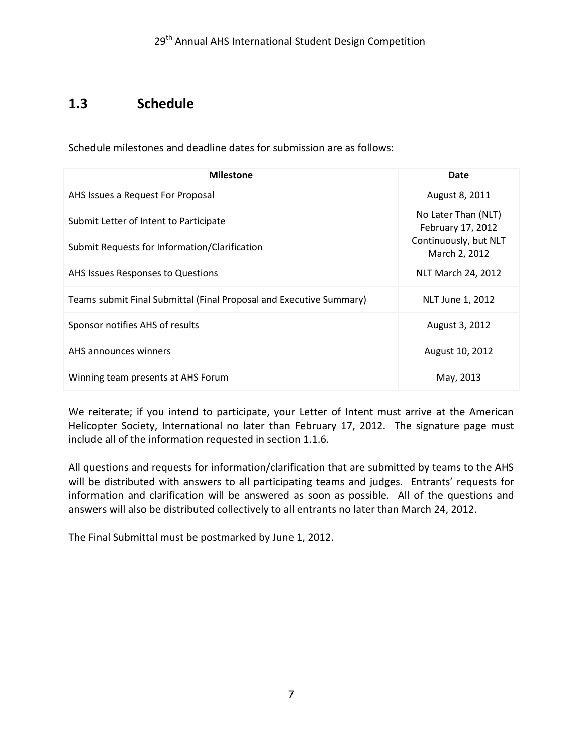## 1.3 Schedule

Schedule milestones and deadline dates for submission are as follows:

| Milestone | Date |
|---|---|
| AHS Issues a Request For Proposal | August 8, 2011 |
| Submit Letter of Intent to Participate | No Later Than (NLT) February 17, 2012 |
| Submit Requests for Information/Clarification | Continuously, but NLT March 2, 2012 |
| AHS Issues Responses to Questions | NLT March 24, 2012 |
| Teams submit Final Submittal (Final Proposal and Executive Summary) | NLT June 1, 2012 |
| Sponsor notifies AHS of results | August 3, 2012 |
| AHS announces winners | August 10, 2012 |
| Winning team presents at AHS Forum | May, 2013 |

We reiterate; if you intend to participate, your Letter of Intent must arrive at the American Helicopter Society, International no later than February 17, 2012. The signature page must include all of the information requested in section 1.1.6.

All questions and requests for information/clarification that are submitted by teams to the AHS will be distributed with answers to all participating teams and judges. Entrants' requests for information and clarification will be answered as soon as possible. All of the questions and answers will also be distributed collectively to all entrants no later than March 24, 2012.

The Final Submittal must be postmarked by June 1, 2012.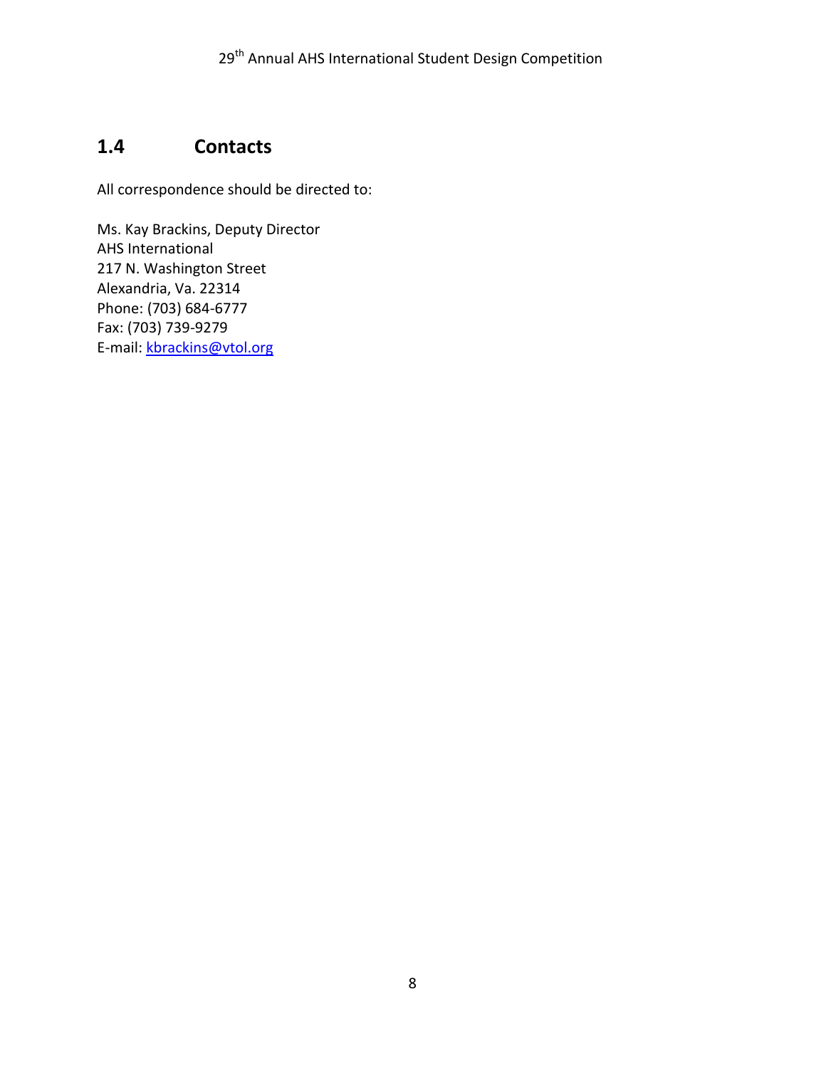## 1.4 Contacts

All correspondence should be directed to:

Ms. Kay Brackins, Deputy Director
AHS International
217 N. Washington Street
Alexandria, Va. 22314
Phone: (703) 684-6777
Fax: (703) 739-9279
E-mail: kbrackins@vtol.org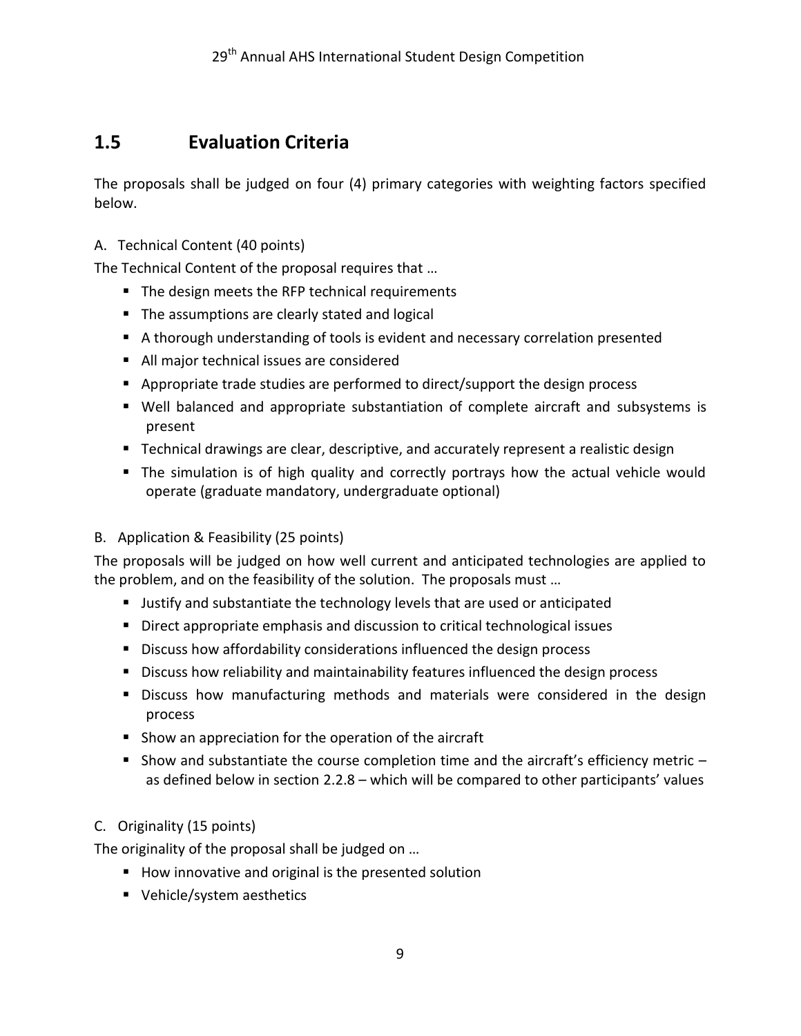## 1.5 Evaluation Criteria

The proposals shall be judged on four (4) primary categories with weighting factors specified below.

A. Technical Content (40 points)

The Technical Content of the proposal requires that …

- The design meets the RFP technical requirements
- The assumptions are clearly stated and logical
- A thorough understanding of tools is evident and necessary correlation presented
- All major technical issues are considered
- Appropriate trade studies are performed to direct/support the design process
- Well balanced and appropriate substantiation of complete aircraft and subsystems is present
- Technical drawings are clear, descriptive, and accurately represent a realistic design
- The simulation is of high quality and correctly portrays how the actual vehicle would operate (graduate mandatory, undergraduate optional)

B. Application & Feasibility (25 points)

The proposals will be judged on how well current and anticipated technologies are applied to the problem, and on the feasibility of the solution. The proposals must …

- Justify and substantiate the technology levels that are used or anticipated
- Direct appropriate emphasis and discussion to critical technological issues
- Discuss how affordability considerations influenced the design process
- Discuss how reliability and maintainability features influenced the design process
- Discuss how manufacturing methods and materials were considered in the design process
- Show an appreciation for the operation of the aircraft
- Show and substantiate the course completion time and the aircraft's efficiency metric – as defined below in section 2.2.8 – which will be compared to other participants' values

C. Originality (15 points)

The originality of the proposal shall be judged on …

- How innovative and original is the presented solution
- Vehicle/system aesthetics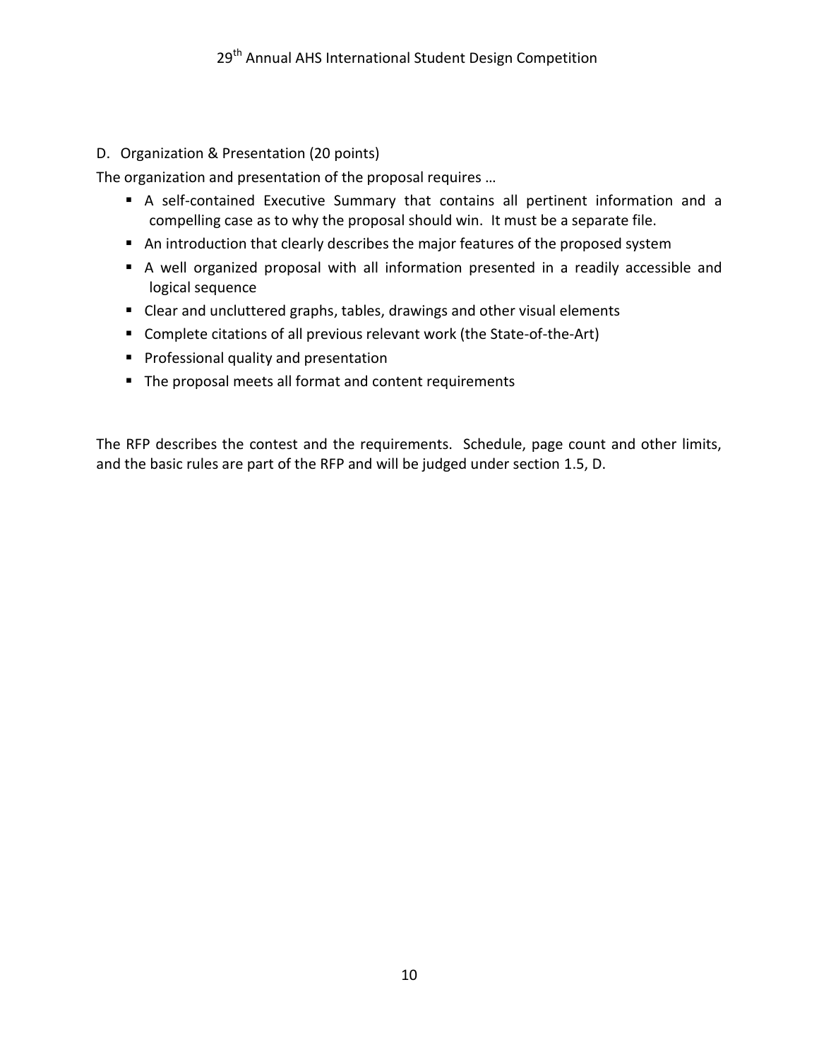D. Organization & Presentation (20 points)

The organization and presentation of the proposal requires …

- A self-contained Executive Summary that contains all pertinent information and a compelling case as to why the proposal should win. It must be a separate file.
- An introduction that clearly describes the major features of the proposed system
- A well organized proposal with all information presented in a readily accessible and logical sequence
- Clear and uncluttered graphs, tables, drawings and other visual elements
- Complete citations of all previous relevant work (the State-of-the-Art)
- Professional quality and presentation
- The proposal meets all format and content requirements

The RFP describes the contest and the requirements. Schedule, page count and other limits, and the basic rules are part of the RFP and will be judged under section 1.5, D.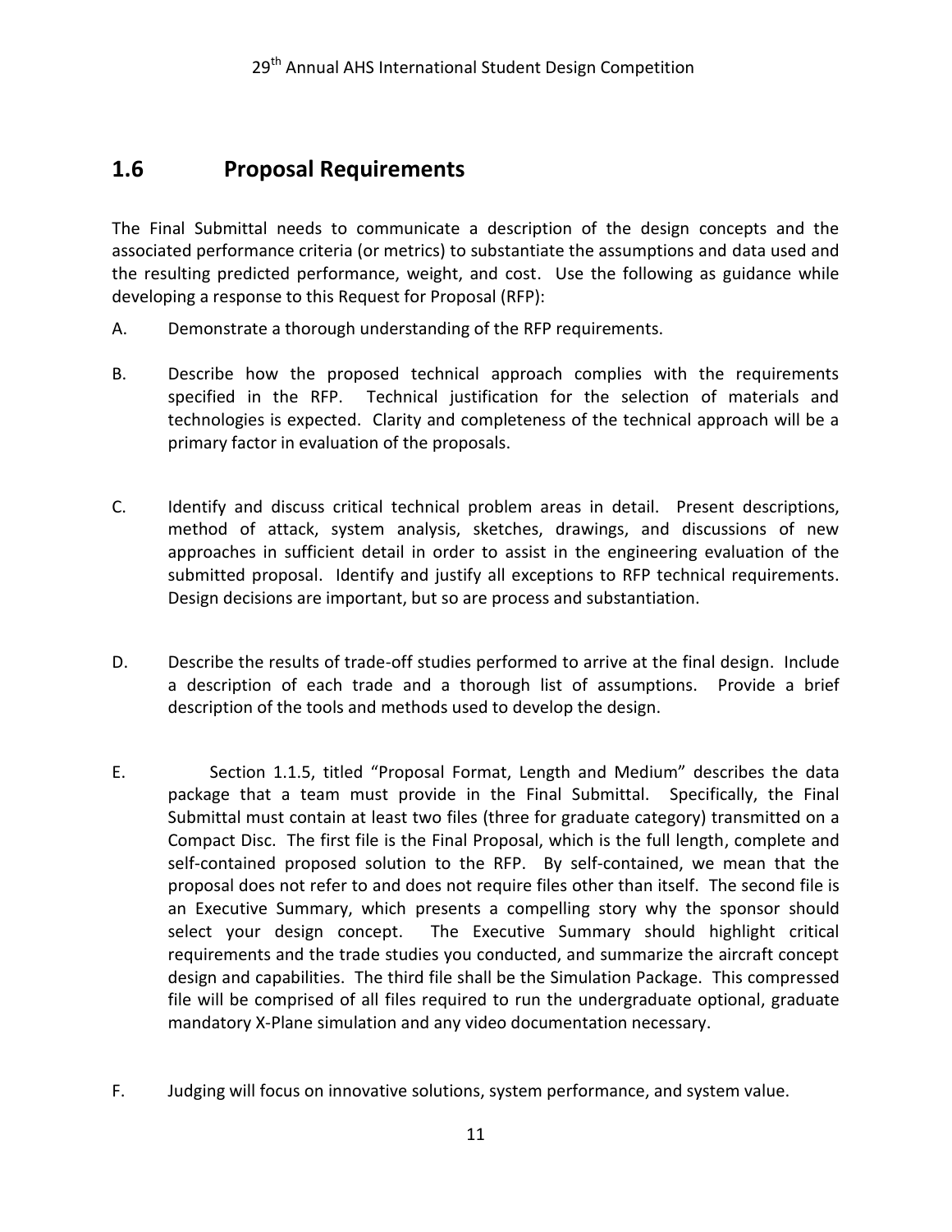## 1.6 Proposal Requirements

The Final Submittal needs to communicate a description of the design concepts and the associated performance criteria (or metrics) to substantiate the assumptions and data used and the resulting predicted performance, weight, and cost. Use the following as guidance while developing a response to this Request for Proposal (RFP):

A. Demonstrate a thorough understanding of the RFP requirements.

B. Describe how the proposed technical approach complies with the requirements specified in the RFP. Technical justification for the selection of materials and technologies is expected. Clarity and completeness of the technical approach will be a primary factor in evaluation of the proposals.

C. Identify and discuss critical technical problem areas in detail. Present descriptions, method of attack, system analysis, sketches, drawings, and discussions of new approaches in sufficient detail in order to assist in the engineering evaluation of the submitted proposal. Identify and justify all exceptions to RFP technical requirements. Design decisions are important, but so are process and substantiation.

D. Describe the results of trade-off studies performed to arrive at the final design. Include a description of each trade and a thorough list of assumptions. Provide a brief description of the tools and methods used to develop the design.

E. Section 1.1.5, titled "Proposal Format, Length and Medium" describes the data package that a team must provide in the Final Submittal. Specifically, the Final Submittal must contain at least two files (three for graduate category) transmitted on a Compact Disc. The first file is the Final Proposal, which is the full length, complete and self-contained proposed solution to the RFP. By self-contained, we mean that the proposal does not refer to and does not require files other than itself. The second file is an Executive Summary, which presents a compelling story why the sponsor should select your design concept. The Executive Summary should highlight critical requirements and the trade studies you conducted, and summarize the aircraft concept design and capabilities. The third file shall be the Simulation Package. This compressed file will be comprised of all files required to run the undergraduate optional, graduate mandatory X-Plane simulation and any video documentation necessary.

F. Judging will focus on innovative solutions, system performance, and system value.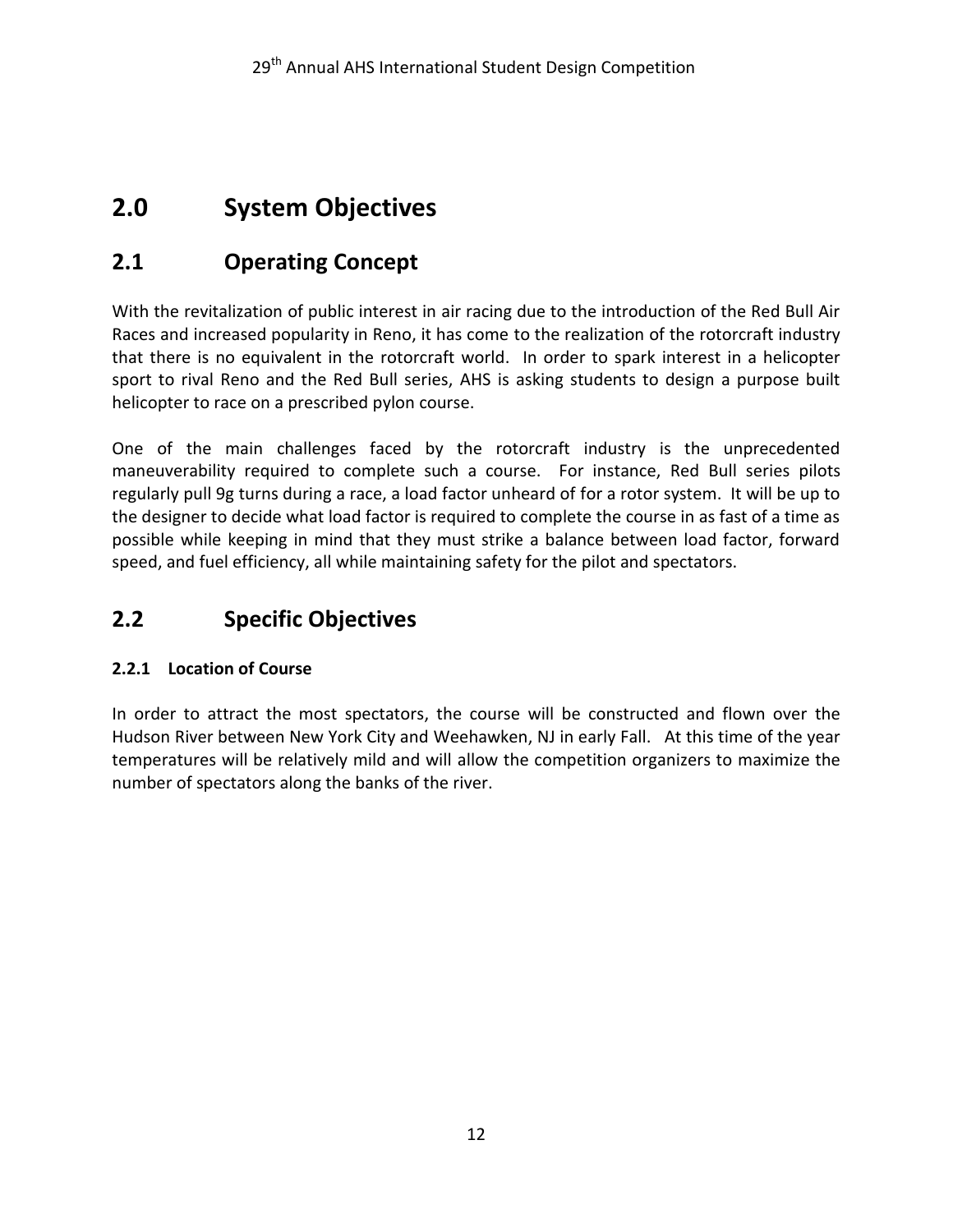## 2.0 System Objectives

## 2.1 Operating Concept

With the revitalization of public interest in air racing due to the introduction of the Red Bull Air Races and increased popularity in Reno, it has come to the realization of the rotorcraft industry that there is no equivalent in the rotorcraft world. In order to spark interest in a helicopter sport to rival Reno and the Red Bull series, AHS is asking students to design a purpose built helicopter to race on a prescribed pylon course.

One of the main challenges faced by the rotorcraft industry is the unprecedented maneuverability required to complete such a course. For instance, Red Bull series pilots regularly pull 9g turns during a race, a load factor unheard of for a rotor system. It will be up to the designer to decide what load factor is required to complete the course in as fast of a time as possible while keeping in mind that they must strike a balance between load factor, forward speed, and fuel efficiency, all while maintaining safety for the pilot and spectators.

## 2.2 Specific Objectives

### 2.2.1 Location of Course

In order to attract the most spectators, the course will be constructed and flown over the Hudson River between New York City and Weehawken, NJ in early Fall. At this time of the year temperatures will be relatively mild and will allow the competition organizers to maximize the number of spectators along the banks of the river.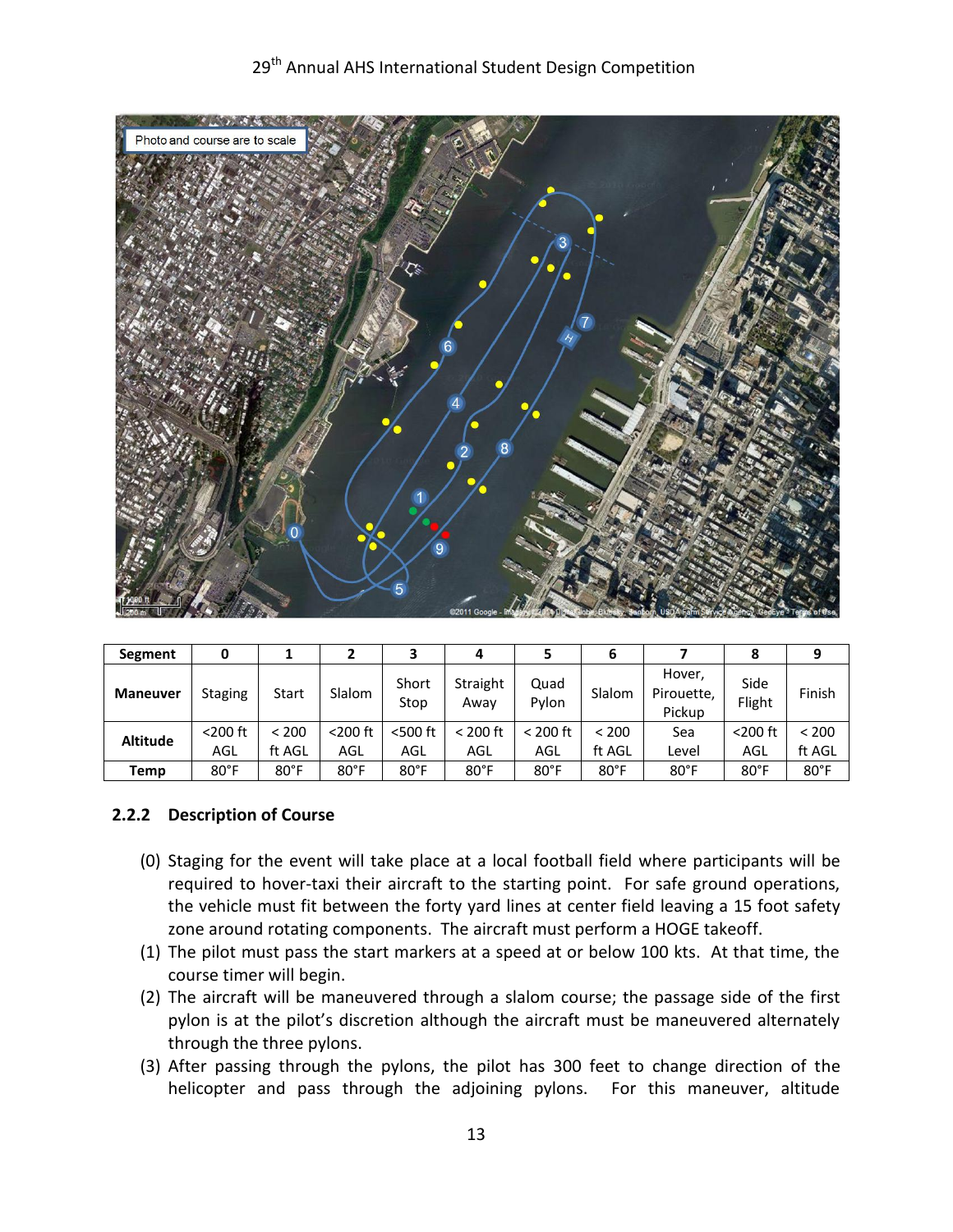| Segment | 0 | 1 | 2 | 3 | 4 | 5 | 6 | 7 | 8 | 9 |
|---|---|---|---|---|---|---|---|---|---|---|
| Maneuver | Staging | Start | Slalom | Short Stop | Straight Away | Quad Pylon | Slalom | Hover, Pirouette, Pickup | Side Flight | Finish |
| Altitude | <200 ft AGL | < 200 ft AGL | <200 ft AGL | <500 ft AGL | < 200 ft AGL | < 200 ft AGL | < 200 ft AGL | Sea Level | <200 ft AGL | < 200 ft AGL |
| Temp | 80°F | 80°F | 80°F | 80°F | 80°F | 80°F | 80°F | 80°F | 80°F | 80°F |

### 2.2.2 Description of Course

(0) Staging for the event will take place at a local football field where participants will be required to hover-taxi their aircraft to the starting point. For safe ground operations, the vehicle must fit between the forty yard lines at center field leaving a 15 foot safety zone around rotating components. The aircraft must perform a HOGE takeoff.

(1) The pilot must pass the start markers at a speed at or below 100 kts. At that time, the course timer will begin.

(2) The aircraft will be maneuvered through a slalom course; the passage side of the first pylon is at the pilot's discretion although the aircraft must be maneuvered alternately through the three pylons.

(3) After passing through the pylons, the pilot has 300 feet to change direction of the helicopter and pass through the adjoining pylons. For this maneuver, altitude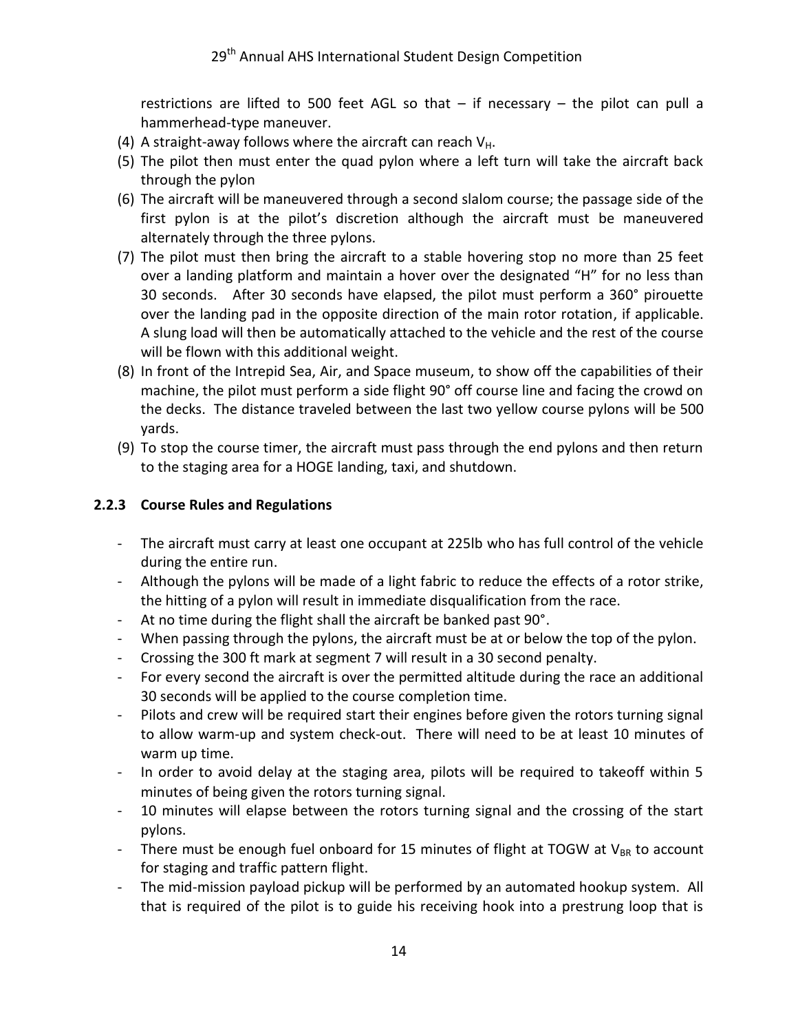restrictions are lifted to 500 feet AGL so that – if necessary – the pilot can pull a hammerhead-type maneuver.

(4) A straight-away follows where the aircraft can reach $V_H$.

(5) The pilot then must enter the quad pylon where a left turn will take the aircraft back through the pylon

(6) The aircraft will be maneuvered through a second slalom course; the passage side of the first pylon is at the pilot's discretion although the aircraft must be maneuvered alternately through the three pylons.

(7) The pilot must then bring the aircraft to a stable hovering stop no more than 25 feet over a landing platform and maintain a hover over the designated "H" for no less than 30 seconds. After 30 seconds have elapsed, the pilot must perform a 360° pirouette over the landing pad in the opposite direction of the main rotor rotation, if applicable. A slung load will then be automatically attached to the vehicle and the rest of the course will be flown with this additional weight.

(8) In front of the Intrepid Sea, Air, and Space museum, to show off the capabilities of their machine, the pilot must perform a side flight 90° off course line and facing the crowd on the decks. The distance traveled between the last two yellow course pylons will be 500 yards.

(9) To stop the course timer, the aircraft must pass through the end pylons and then return to the staging area for a HOGE landing, taxi, and shutdown.

### 2.2.3 Course Rules and Regulations

- The aircraft must carry at least one occupant at 225lb who has full control of the vehicle during the entire run.
- Although the pylons will be made of a light fabric to reduce the effects of a rotor strike, the hitting of a pylon will result in immediate disqualification from the race.
- At no time during the flight shall the aircraft be banked past 90°.
- When passing through the pylons, the aircraft must be at or below the top of the pylon.
- Crossing the 300 ft mark at segment 7 will result in a 30 second penalty.
- For every second the aircraft is over the permitted altitude during the race an additional 30 seconds will be applied to the course completion time.
- Pilots and crew will be required start their engines before given the rotors turning signal to allow warm-up and system check-out. There will need to be at least 10 minutes of warm up time.
- In order to avoid delay at the staging area, pilots will be required to takeoff within 5 minutes of being given the rotors turning signal.
- 10 minutes will elapse between the rotors turning signal and the crossing of the start pylons.
- There must be enough fuel onboard for 15 minutes of flight at TOGW at $V_{BR}$ to account for staging and traffic pattern flight.
- The mid-mission payload pickup will be performed by an automated hookup system. All that is required of the pilot is to guide his receiving hook into a prestrung loop that is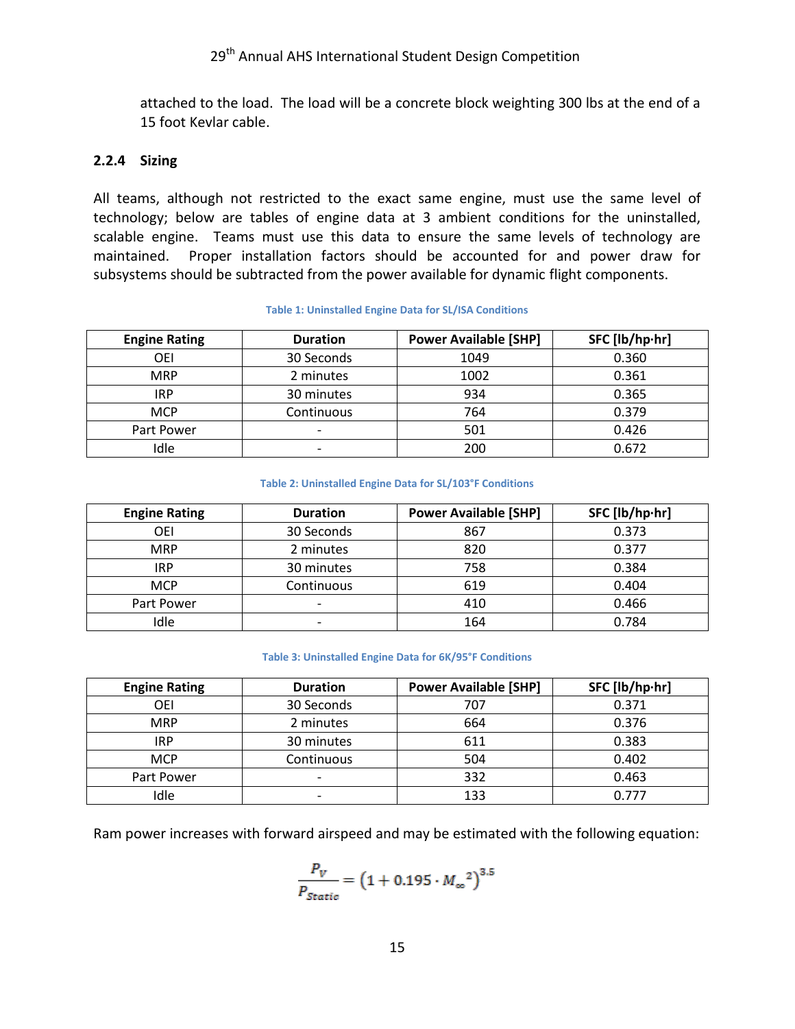attached to the load. The load will be a concrete block weighting 300 lbs at the end of a 15 foot Kevlar cable.

### 2.2.4 Sizing

All teams, although not restricted to the exact same engine, must use the same level of technology; below are tables of engine data at 3 ambient conditions for the uninstalled, scalable engine. Teams must use this data to ensure the same levels of technology are maintained. Proper installation factors should be accounted for and power draw for subsystems should be subtracted from the power available for dynamic flight components.

**Table 1: Uninstalled Engine Data for SL/ISA Conditions**

| Engine Rating | Duration | Power Available [SHP] | SFC [lb/hp·hr] |
|---|---|---|---|
| OEI | 30 Seconds | 1049 | 0.360 |
| MRP | 2 minutes | 1002 | 0.361 |
| IRP | 30 minutes | 934 | 0.365 |
| MCP | Continuous | 764 | 0.379 |
| Part Power | - | 501 | 0.426 |
| Idle | - | 200 | 0.672 |

**Table 2: Uninstalled Engine Data for SL/103°F Conditions**

| Engine Rating | Duration | Power Available [SHP] | SFC [lb/hp·hr] |
|---|---|---|---|
| OEI | 30 Seconds | 867 | 0.373 |
| MRP | 2 minutes | 820 | 0.377 |
| IRP | 30 minutes | 758 | 0.384 |
| MCP | Continuous | 619 | 0.404 |
| Part Power | - | 410 | 0.466 |
| Idle | - | 164 | 0.784 |

**Table 3: Uninstalled Engine Data for 6K/95°F Conditions**

| Engine Rating | Duration | Power Available [SHP] | SFC [lb/hp·hr] |
|---|---|---|---|
| OEI | 30 Seconds | 707 | 0.371 |
| MRP | 2 minutes | 664 | 0.376 |
| IRP | 30 minutes | 611 | 0.383 |
| MCP | Continuous | 504 | 0.402 |
| Part Power | - | 332 | 0.463 |
| Idle | - | 133 | 0.777 |

Ram power increases with forward airspeed and may be estimated with the following equation:

$$\frac{P_V}{P_{Static}} = \left(1 + 0.195 \cdot M_{\infty}^{\;2}\right)^{3.5}$$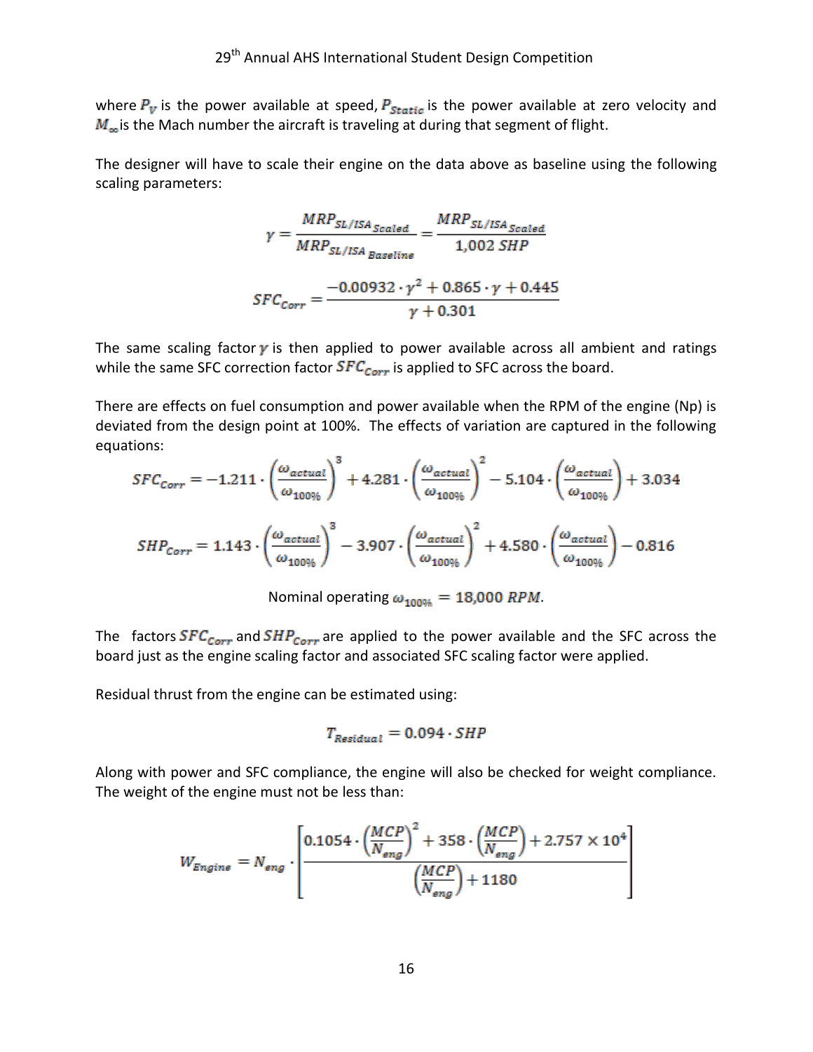where $P_V$ is the power available at speed, $P_{Static}$ is the power available at zero velocity and $M_\infty$ is the Mach number the aircraft is traveling at during that segment of flight.

The designer will have to scale their engine on the data above as baseline using the following scaling parameters:

$$\gamma = \frac{MRP_{SL/ISA_{Scaled}}}{MRP_{SL/ISA_{Baseline}}} = \frac{MRP_{SL/ISA_{Scaled}}}{1{,}002\ SHP}$$

$$SFC_{Corr} = \frac{-0.00932 \cdot \gamma^2 + 0.865 \cdot \gamma + 0.445}{\gamma + 0.301}$$

The same scaling factor $\gamma$ is then applied to power available across all ambient and ratings while the same SFC correction factor $SFC_{Corr}$ is applied to SFC across the board.

There are effects on fuel consumption and power available when the RPM of the engine (Np) is deviated from the design point at 100%. The effects of variation are captured in the following equations:

$$SFC_{Corr} = -1.211 \cdot \left(\frac{\omega_{actual}}{\omega_{100\%}}\right)^3 + 4.281 \cdot \left(\frac{\omega_{actual}}{\omega_{100\%}}\right)^2 - 5.104 \cdot \left(\frac{\omega_{actual}}{\omega_{100\%}}\right) + 3.034$$

$$SHP_{Corr} = 1.143 \cdot \left(\frac{\omega_{actual}}{\omega_{100\%}}\right)^3 - 3.907 \cdot \left(\frac{\omega_{actual}}{\omega_{100\%}}\right)^2 + 4.580 \cdot \left(\frac{\omega_{actual}}{\omega_{100\%}}\right) - 0.816$$

Nominal operating $\omega_{100\%} = 18{,}000\ RPM$.

The factors $SFC_{Corr}$ and $SHP_{Corr}$ are applied to the power available and the SFC across the board just as the engine scaling factor and associated SFC scaling factor were applied.

Residual thrust from the engine can be estimated using:

$$T_{Residual} = 0.094 \cdot SHP$$

Along with power and SFC compliance, the engine will also be checked for weight compliance. The weight of the engine must not be less than:

$$W_{Engine} = N_{eng} \cdot \left[\frac{0.1054 \cdot \left(\frac{MCP}{N_{eng}}\right)^2 + 358 \cdot \left(\frac{MCP}{N_{eng}}\right) + 2.757 \times 10^4}{\left(\frac{MCP}{N_{eng}}\right) + 1180}\right]$$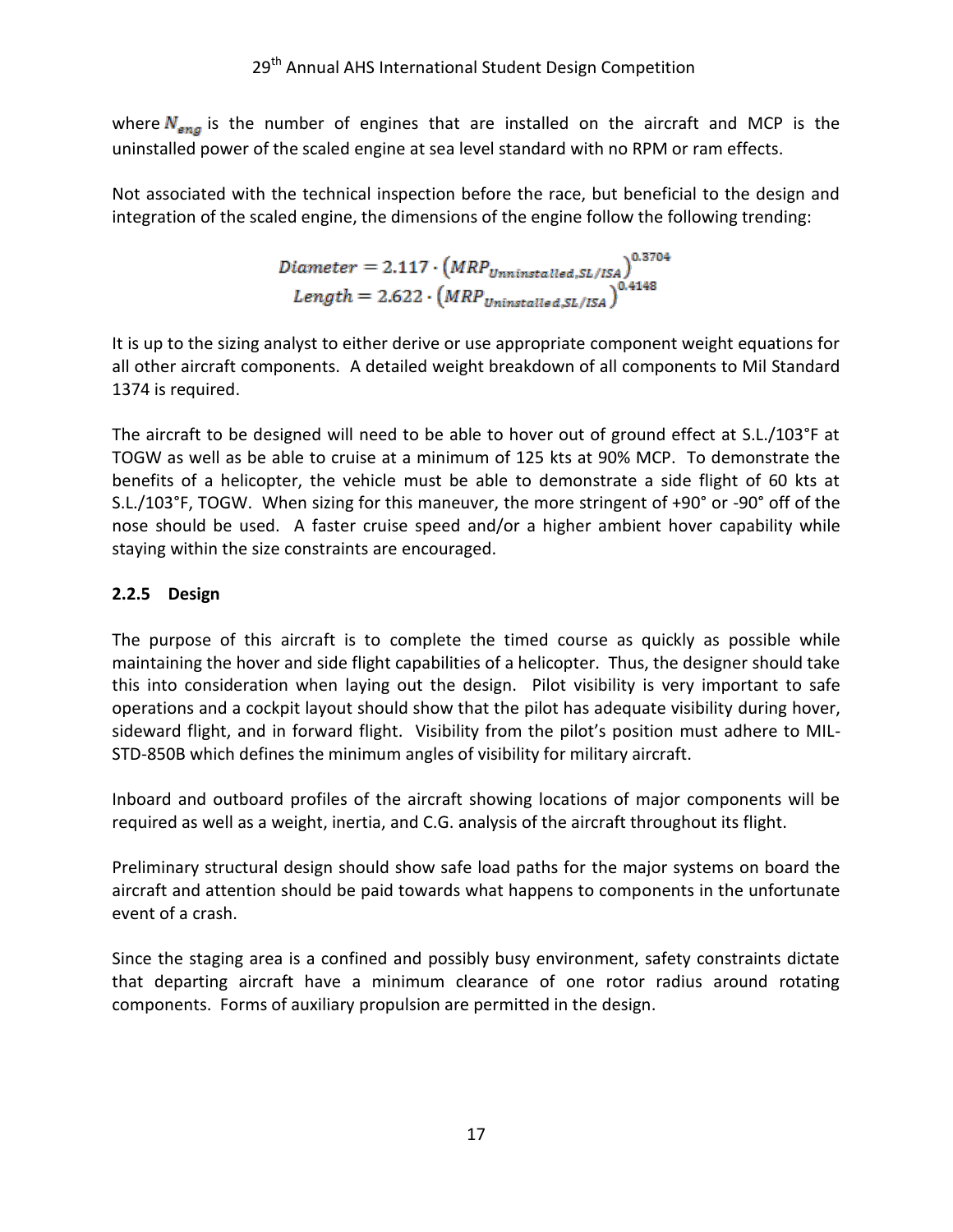where $N_{eng}$ is the number of engines that are installed on the aircraft and MCP is the uninstalled power of the scaled engine at sea level standard with no RPM or ram effects.

Not associated with the technical inspection before the race, but beneficial to the design and integration of the scaled engine, the dimensions of the engine follow the following trending:

$$Diameter = 2.117 \cdot \left(MRP_{Unninstalled,SL/ISA}\right)^{0.3704}$$
$$Length = 2.622 \cdot \left(MRP_{Uninstalled,SL/ISA}\right)^{0.4148}$$

It is up to the sizing analyst to either derive or use appropriate component weight equations for all other aircraft components. A detailed weight breakdown of all components to Mil Standard 1374 is required.

The aircraft to be designed will need to be able to hover out of ground effect at S.L./103°F at TOGW as well as be able to cruise at a minimum of 125 kts at 90% MCP. To demonstrate the benefits of a helicopter, the vehicle must be able to demonstrate a side flight of 60 kts at S.L./103°F, TOGW. When sizing for this maneuver, the more stringent of +90° or -90° off of the nose should be used. A faster cruise speed and/or a higher ambient hover capability while staying within the size constraints are encouraged.

### 2.2.5 Design

The purpose of this aircraft is to complete the timed course as quickly as possible while maintaining the hover and side flight capabilities of a helicopter. Thus, the designer should take this into consideration when laying out the design. Pilot visibility is very important to safe operations and a cockpit layout should show that the pilot has adequate visibility during hover, sideward flight, and in forward flight. Visibility from the pilot's position must adhere to MIL-STD-850B which defines the minimum angles of visibility for military aircraft.

Inboard and outboard profiles of the aircraft showing locations of major components will be required as well as a weight, inertia, and C.G. analysis of the aircraft throughout its flight.

Preliminary structural design should show safe load paths for the major systems on board the aircraft and attention should be paid towards what happens to components in the unfortunate event of a crash.

Since the staging area is a confined and possibly busy environment, safety constraints dictate that departing aircraft have a minimum clearance of one rotor radius around rotating components. Forms of auxiliary propulsion are permitted in the design.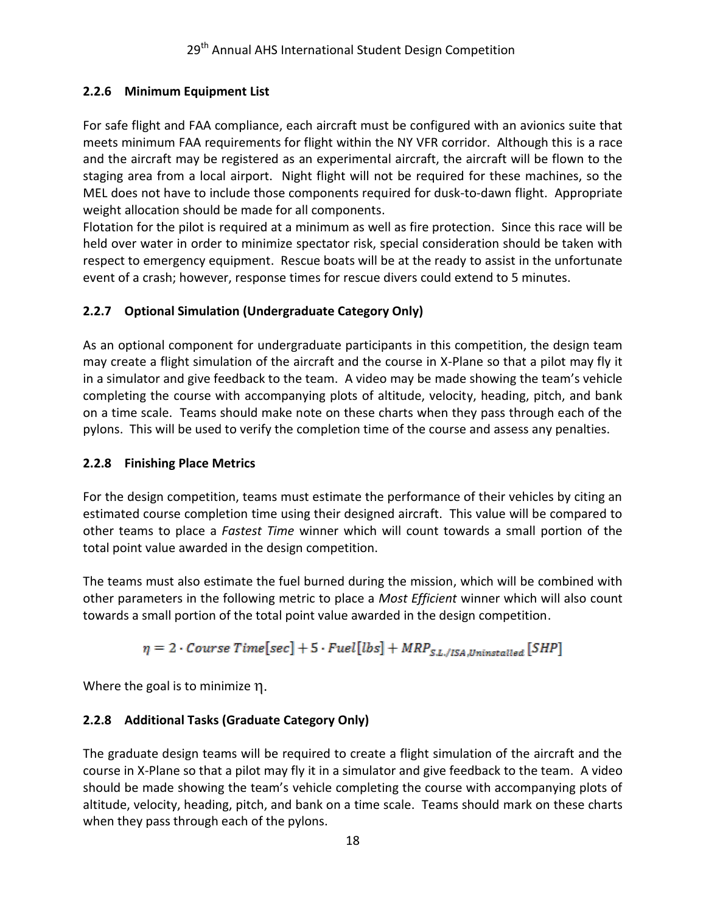### 2.2.6 Minimum Equipment List

For safe flight and FAA compliance, each aircraft must be configured with an avionics suite that meets minimum FAA requirements for flight within the NY VFR corridor. Although this is a race and the aircraft may be registered as an experimental aircraft, the aircraft will be flown to the staging area from a local airport. Night flight will not be required for these machines, so the MEL does not have to include those components required for dusk-to-dawn flight. Appropriate weight allocation should be made for all components.

Flotation for the pilot is required at a minimum as well as fire protection. Since this race will be held over water in order to minimize spectator risk, special consideration should be taken with respect to emergency equipment. Rescue boats will be at the ready to assist in the unfortunate event of a crash; however, response times for rescue divers could extend to 5 minutes.

### 2.2.7 Optional Simulation (Undergraduate Category Only)

As an optional component for undergraduate participants in this competition, the design team may create a flight simulation of the aircraft and the course in X-Plane so that a pilot may fly it in a simulator and give feedback to the team. A video may be made showing the team's vehicle completing the course with accompanying plots of altitude, velocity, heading, pitch, and bank on a time scale. Teams should make note on these charts when they pass through each of the pylons. This will be used to verify the completion time of the course and assess any penalties.

### 2.2.8 Finishing Place Metrics

For the design competition, teams must estimate the performance of their vehicles by citing an estimated course completion time using their designed aircraft. This value will be compared to other teams to place a *Fastest Time* winner which will count towards a small portion of the total point value awarded in the design competition.

The teams must also estimate the fuel burned during the mission, which will be combined with other parameters in the following metric to place a *Most Efficient* winner which will also count towards a small portion of the total point value awarded in the design competition.

$$\eta = 2 \cdot Course\ Time[sec] + 5 \cdot Fuel[lbs] + MRP_{S.L./ISA,Uninstalled}[SHP]$$

Where the goal is to minimize $\eta$.

### 2.2.8 Additional Tasks (Graduate Category Only)

The graduate design teams will be required to create a flight simulation of the aircraft and the course in X-Plane so that a pilot may fly it in a simulator and give feedback to the team. A video should be made showing the team's vehicle completing the course with accompanying plots of altitude, velocity, heading, pitch, and bank on a time scale. Teams should mark on these charts when they pass through each of the pylons.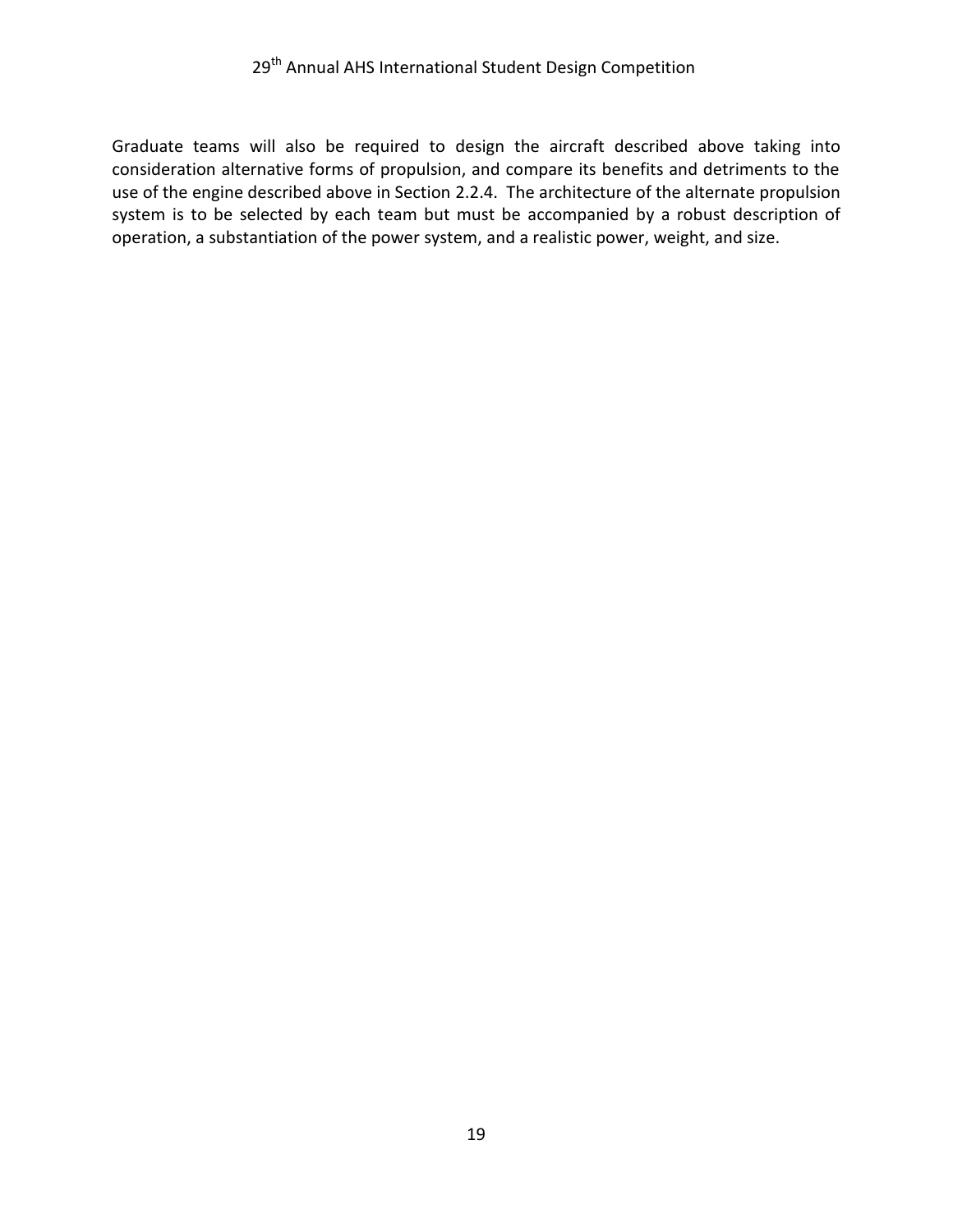Graduate teams will also be required to design the aircraft described above taking into consideration alternative forms of propulsion, and compare its benefits and detriments to the use of the engine described above in Section 2.2.4. The architecture of the alternate propulsion system is to be selected by each team but must be accompanied by a robust description of operation, a substantiation of the power system, and a realistic power, weight, and size.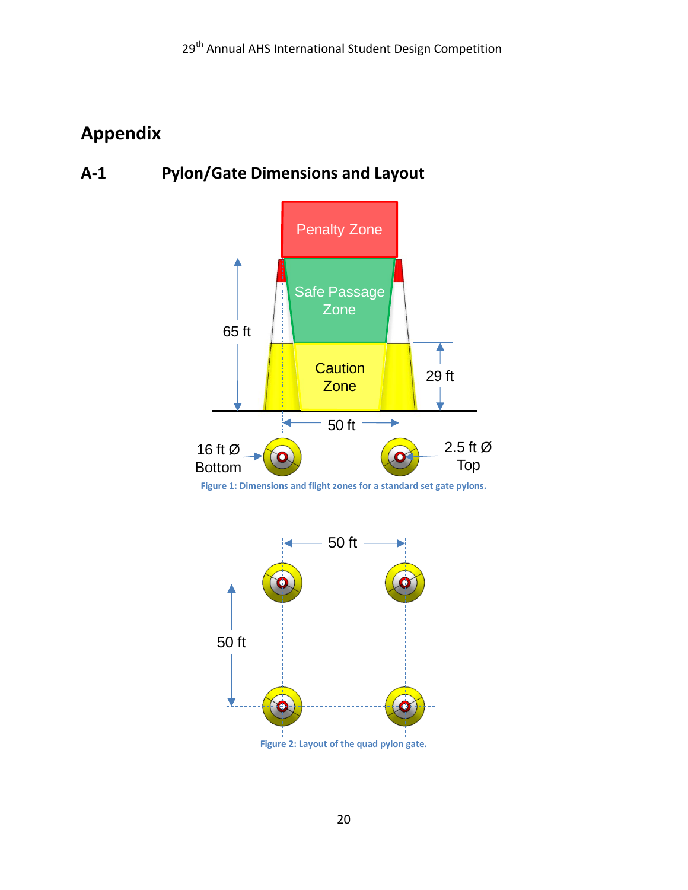# Appendix

## A-1 Pylon/Gate Dimensions and Layout

Penalty Zone

Safe Passage Zone

Caution Zone

65 ft

29 ft

50 ft

16 ft Ø Bottom

2.5 ft Ø Top

Figure 1: Dimensions and flight zones for a standard set gate pylons.

50 ft

50 ft

Figure 2: Layout of the quad pylon gate.